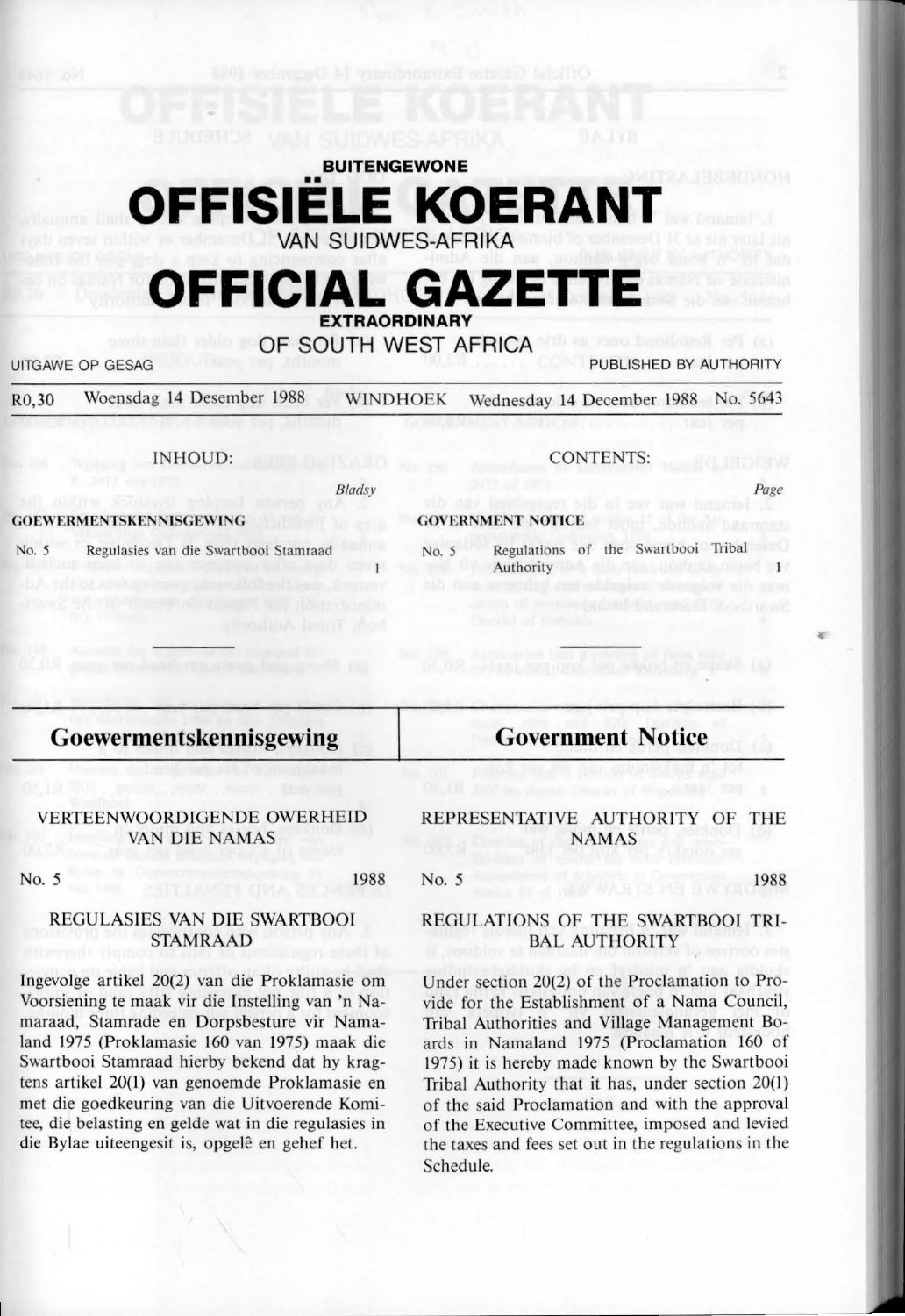# BUITENGEWONE OFFISIËLE KOERANT VAN SUIDWES-AFRIKA

# OFFICIAL GAZETTE EXTRAORDINARY OF SOUTH WEST AFRICA

UITGAWE OP GESAG — PUBLISHED BY AUTHORITY

R0,30 Woensdag 14 Desember 1988 WINDHOEK Wednesday 14 December 1988 No. 5643

## INHOUD:

| | | Bladsy |
|---|---|---|
| **GOEWERMENTSKENNISGEWING** | | |
| No. 5 | Regulasies van die Swartbooi Stamraad | 1 |

## CONTENTS:

| | | Page |
|---|---|---|
| **GOVERNMENT NOTICE** | | |
| No. 5 | Regulations of the Swartbooi Tribal Authority | 1 |

## Goewermentskennisgewing

### VERTEENWOORDIGENDE OWERHEID VAN DIE NAMAS

No. 5 1988

### REGULASIES VAN DIE SWARTBOOI STAMRAAD

Ingevolge artikel 20(2) van die Proklamasie om Voorsiening te maak vir die Instelling van 'n Namaraad, Stamrade en Dorpsbesture vir Namaland 1975 (Proklamasie 160 van 1975) maak die Swartbooi Stamraad hierby bekend dat hy kragtens artikel 20(1) van genoemde Proklamasie en met die goedkeuring van die Uitvoerende Komitee, die belasting en gelde wat in die regulasies in die Bylae uiteengesit is, opgelê en gehef het.

## Government Notice

### REPRESENTATIVE AUTHORITY OF THE NAMAS

No. 5 1988

### REGULATIONS OF THE SWARTBOOI TRIBAL AUTHORITY

Under section 20(2) of the Proclamation to Provide for the Establishment of a Nama Council, Tribal Authorities and Village Management Boards in Namaland 1975 (Proclamation 160 of 1975) it is hereby made known by the Swartbooi Tribal Authority that it has, under section 20(1) of the said Proclamation and with the approval of the Executive Committee, imposed and levied the taxes and fees set out in the regulations in the Schedule.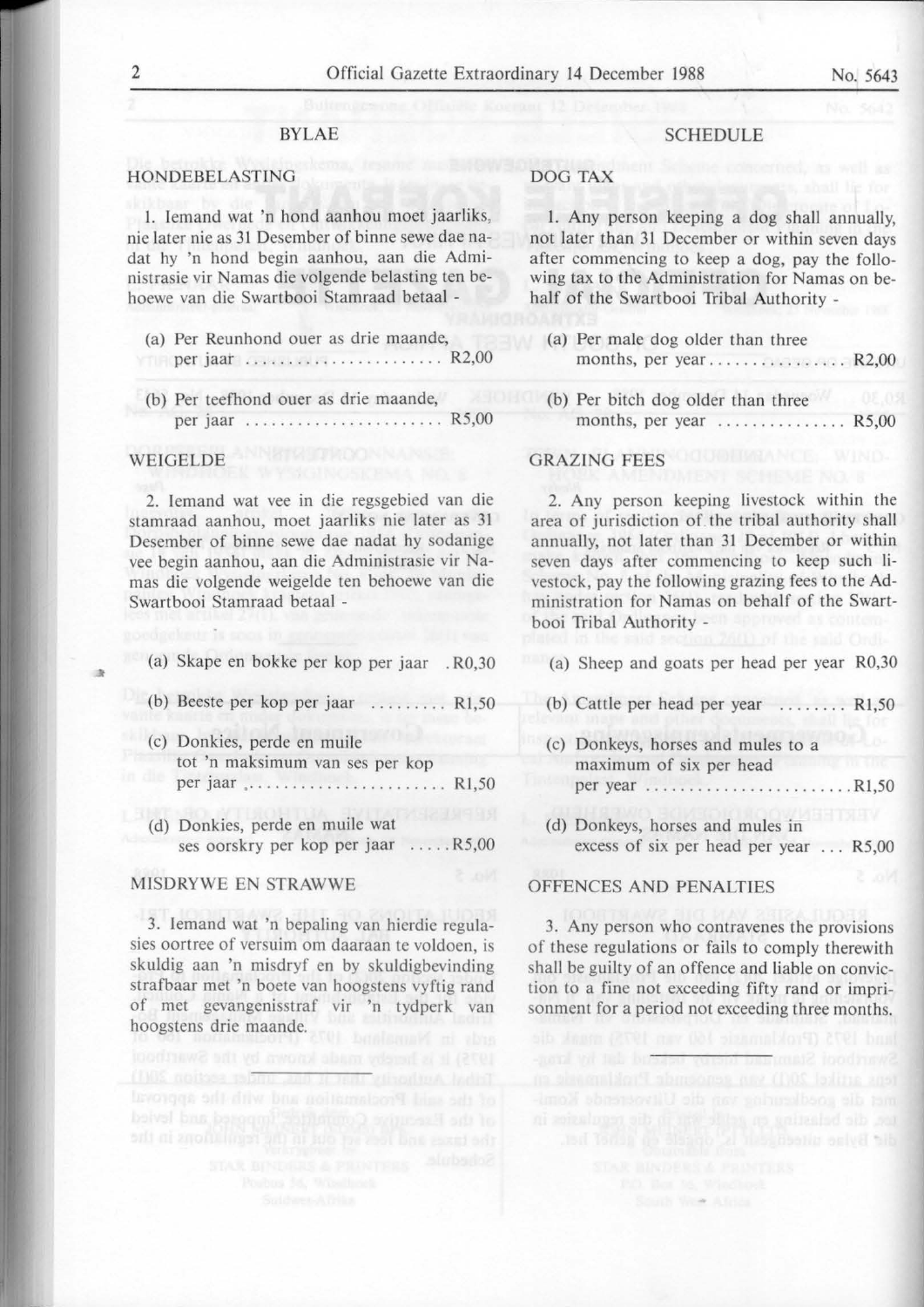## BYLAE

### HONDEBELASTING

1. Iemand wat 'n hond aanhou moet jaarliks, nie later nie as 31 Desember of binne sewe dae nadat hy 'n hond begin aanhou, aan die Administrasie vir Namas die volgende belasting ten behoewe van die Swartbooi Stamraad betaal -

(a) Per Reunhond ouer as drie maande, per jaar ............................ R2,00

(b) Per teefhond ouer as drie maande, per jaar ............................ R5,00

### WEIGELDE

2. Iemand wat vee in die regsgebied van die stamraad aanhou, moet jaarliks nie later as 31 Desember of binne sewe dae nadat hy sodanige vee begin aanhou, aan die Administrasie vir Namas die volgende weigelde ten behoewe van die Swartbooi Stamraad betaal -

(a) Skape en bokke per kop per jaar . R0,30

(b) Beeste per kop per jaar ........ R1,50

(c) Donkies, perde en muile tot 'n maksimum van ses per kop per jaar .......................... R1,50

(d) Donkies, perde en muile wat ses oorskry per kop per jaar ..... R5,00

### MISDRYWE EN STRAWWE

3. Iemand wat 'n bepaling van hierdie regulasies oortree of versuim om daaraan te voldoen, is skuldig aan 'n misdryf en by skuldigbevinding strafbaar met 'n boete van hoogstens vyftig rand of met gevangenisstraf vir 'n tydperk van hoogstens drie maande.

## SCHEDULE

### DOG TAX

1. Any person keeping a dog shall annually, not later than 31 December or within seven days after commencing to keep a dog, pay the following tax to the Administration for Namas on behalf of the Swartbooi Tribal Authority -

(a) Per male dog older than three months, per year ................ R2,00

(b) Per bitch dog older than three months, per year ................ R5,00

### GRAZING FEES

2. Any person keeping livestock within the area of jurisdiction of the tribal authority shall annually, not later than 31 December or within seven days after commencing to keep such livestock, pay the following grazing fees to the Administration for Namas on behalf of the Swartbooi Tribal Authority -

(a) Sheep and goats per head per year R0,30

(b) Cattle per head per year ....... R1,50

(c) Donkeys, horses and mules to a maximum of six per head per year .......................... R1,50

(d) Donkeys, horses and mules in excess of six per head per year ... R5,00

### OFFENCES AND PENALTIES

3. Any person who contravenes the provisions of these regulations or fails to comply therewith shall be guilty of an offence and liable on conviction to a fine not exceeding fifty rand or imprisonment for a period not exceeding three months.